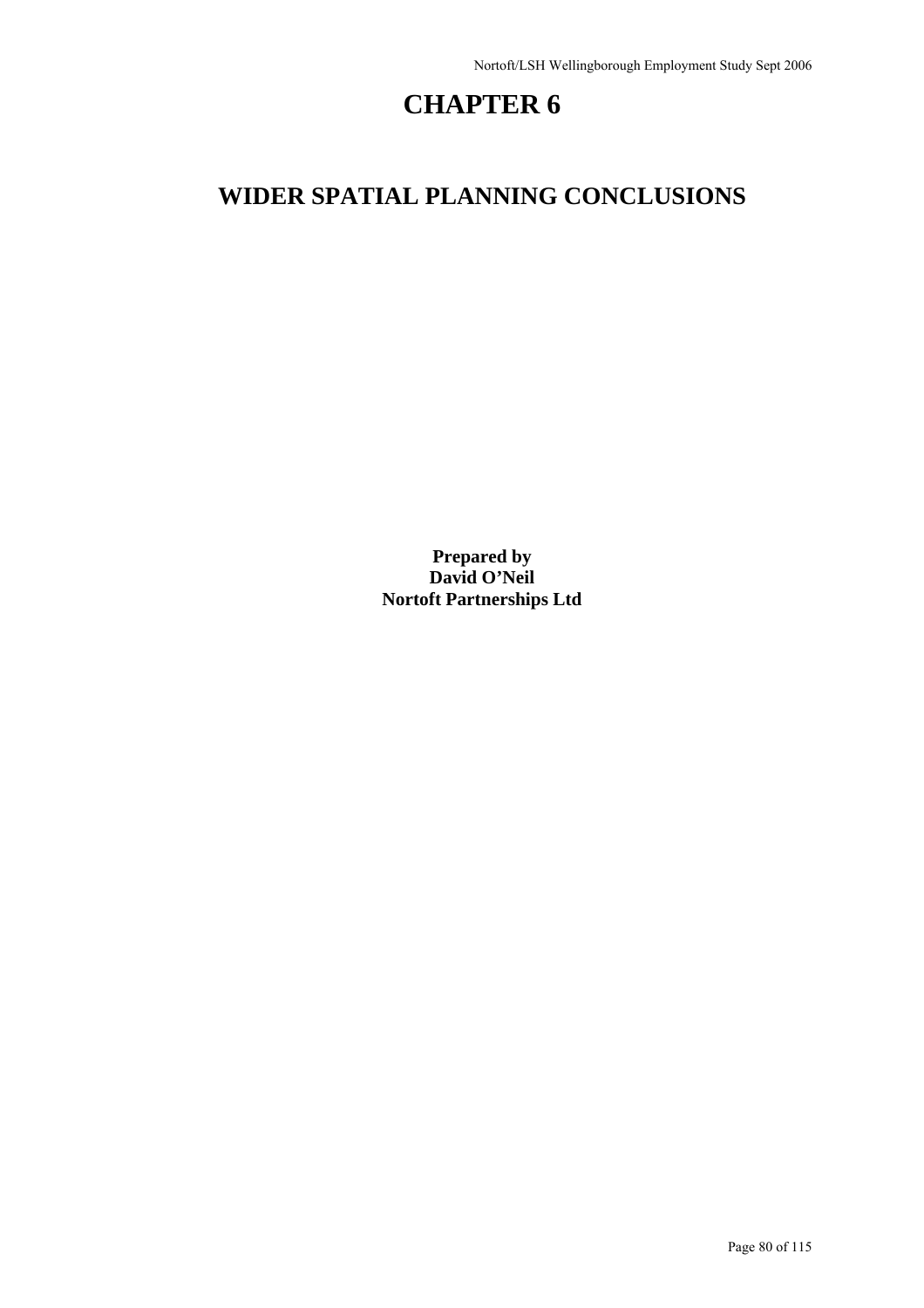# CHAPTER 6

# WIDER SPATIAL PLANNING CONCLUSIONS

**Prepared by**
**David O'Neil**
**Nortoft Partnerships Ltd**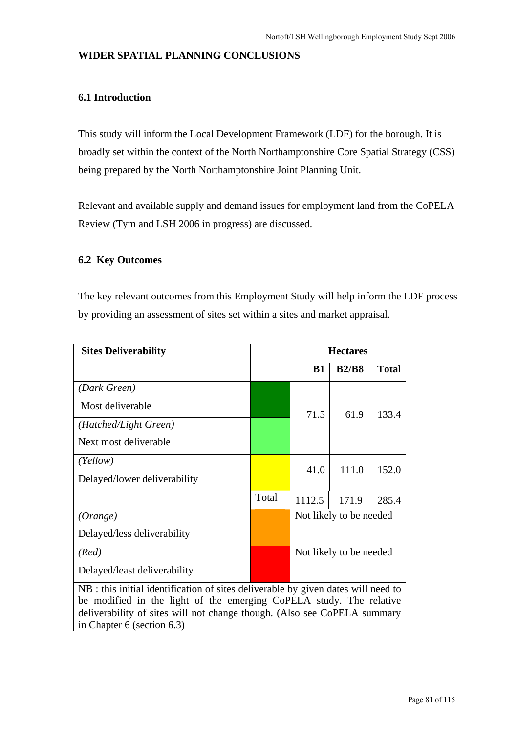## WIDER SPATIAL PLANNING CONCLUSIONS

### 6.1 Introduction

This study will inform the Local Development Framework (LDF) for the borough. It is broadly set within the context of the North Northamptonshire Core Spatial Strategy (CSS) being prepared by the North Northamptonshire Joint Planning Unit.

Relevant and available supply and demand issues for employment land from the CoPELA Review (Tym and LSH 2006 in progress) are discussed.

### 6.2 Key Outcomes

The key relevant outcomes from this Employment Study will help inform the LDF process by providing an assessment of sites set within a sites and market appraisal.

| Sites Deliverability | | Hectares | | |
|---|---|---|---|---|
| | | B1 | B2/B8 | Total |
| *(Dark Green)* Most deliverable | | 71.5 | 61.9 | 133.4 |
| *(Hatched/Light Green)* Next most deliverable | | | | |
| *(Yellow)* Delayed/lower deliverability | | 41.0 | 111.0 | 152.0 |
| | Total | 1112.5 | 171.9 | 285.4 |
| *(Orange)* Delayed/less deliverability | | Not likely to be needed | | |
| *(Red)* Delayed/least deliverability | | Not likely to be needed | | |
| NB : this initial identification of sites deliverable by given dates will need to be modified in the light of the emerging CoPELA study. The relative deliverability of sites will not change though. (Also see CoPELA summary in Chapter 6 (section 6.3) | | | | |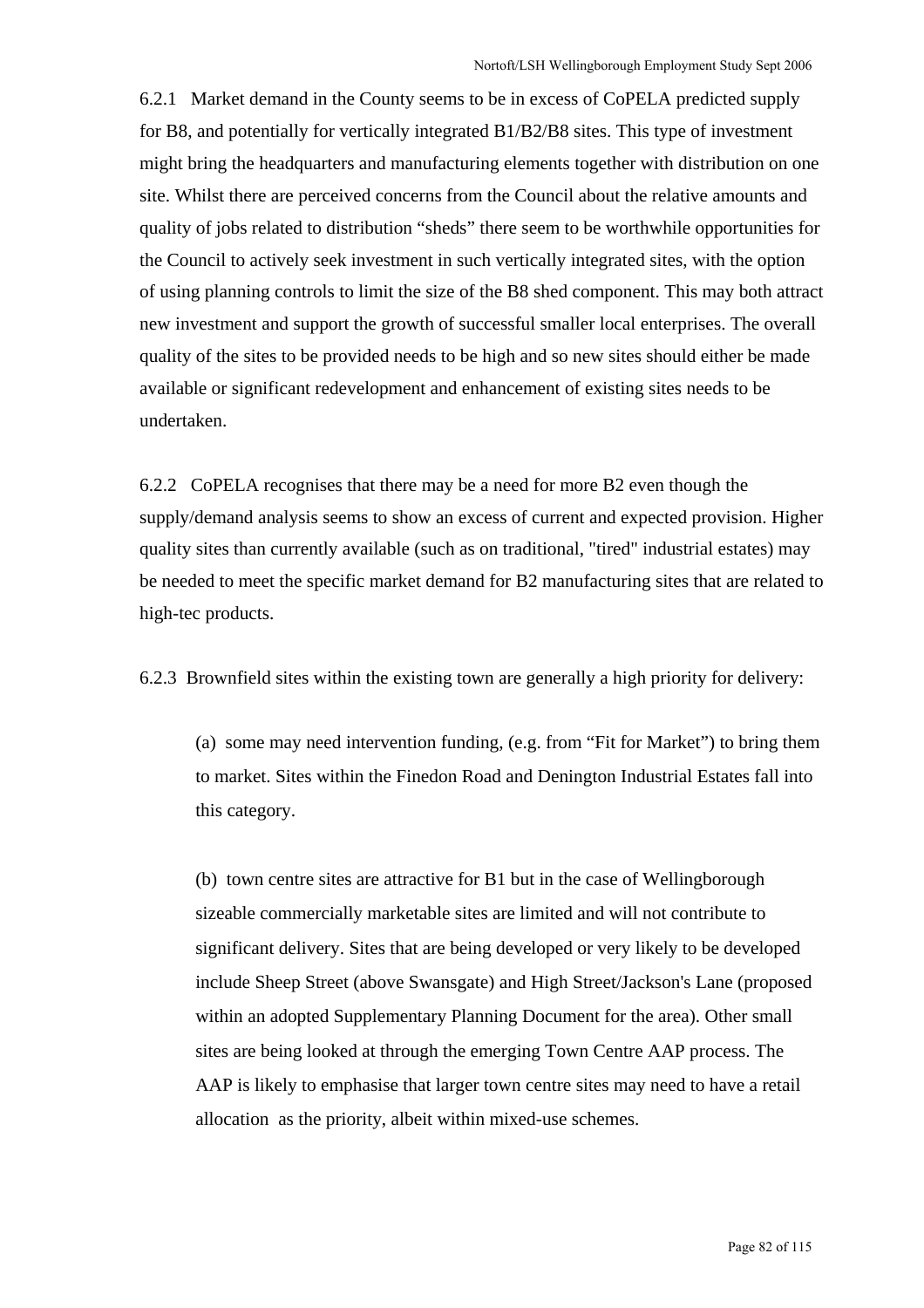6.2.1 Market demand in the County seems to be in excess of CoPELA predicted supply for B8, and potentially for vertically integrated B1/B2/B8 sites. This type of investment might bring the headquarters and manufacturing elements together with distribution on one site. Whilst there are perceived concerns from the Council about the relative amounts and quality of jobs related to distribution "sheds" there seem to be worthwhile opportunities for the Council to actively seek investment in such vertically integrated sites, with the option of using planning controls to limit the size of the B8 shed component. This may both attract new investment and support the growth of successful smaller local enterprises. The overall quality of the sites to be provided needs to be high and so new sites should either be made available or significant redevelopment and enhancement of existing sites needs to be undertaken.

6.2.2 CoPELA recognises that there may be a need for more B2 even though the supply/demand analysis seems to show an excess of current and expected provision. Higher quality sites than currently available (such as on traditional, "tired" industrial estates) may be needed to meet the specific market demand for B2 manufacturing sites that are related to high-tec products.

6.2.3 Brownfield sites within the existing town are generally a high priority for delivery:

(a) some may need intervention funding, (e.g. from "Fit for Market") to bring them to market. Sites within the Finedon Road and Denington Industrial Estates fall into this category.

(b) town centre sites are attractive for B1 but in the case of Wellingborough sizeable commercially marketable sites are limited and will not contribute to significant delivery. Sites that are being developed or very likely to be developed include Sheep Street (above Swansgate) and High Street/Jackson's Lane (proposed within an adopted Supplementary Planning Document for the area). Other small sites are being looked at through the emerging Town Centre AAP process. The AAP is likely to emphasise that larger town centre sites may need to have a retail allocation as the priority, albeit within mixed-use schemes.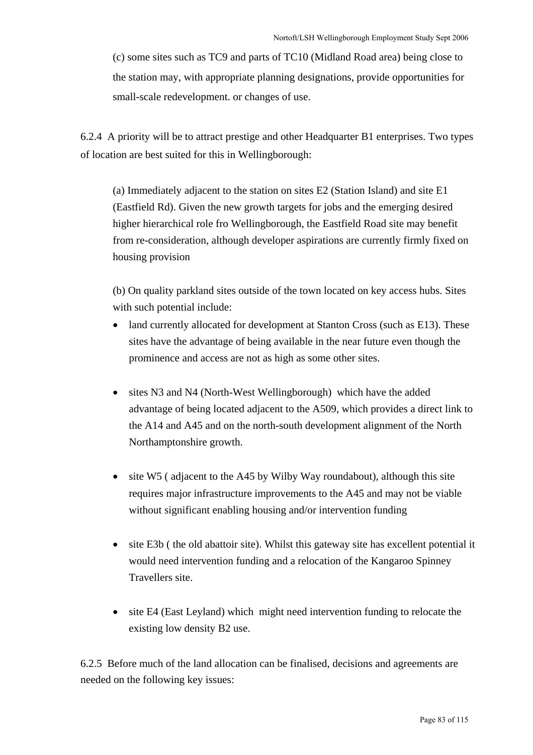(c) some sites such as TC9 and parts of TC10 (Midland Road area) being close to the station may, with appropriate planning designations, provide opportunities for small-scale redevelopment. or changes of use.

6.2.4 A priority will be to attract prestige and other Headquarter B1 enterprises. Two types of location are best suited for this in Wellingborough:

(a) Immediately adjacent to the station on sites E2 (Station Island) and site E1 (Eastfield Rd). Given the new growth targets for jobs and the emerging desired higher hierarchical role fro Wellingborough, the Eastfield Road site may benefit from re-consideration, although developer aspirations are currently firmly fixed on housing provision

(b) On quality parkland sites outside of the town located on key access hubs. Sites with such potential include:

- land currently allocated for development at Stanton Cross (such as E13). These sites have the advantage of being available in the near future even though the prominence and access are not as high as some other sites.
- sites N3 and N4 (North-West Wellingborough) which have the added advantage of being located adjacent to the A509, which provides a direct link to the A14 and A45 and on the north-south development alignment of the North Northamptonshire growth.
- site W5 ( adjacent to the A45 by Wilby Way roundabout), although this site requires major infrastructure improvements to the A45 and may not be viable without significant enabling housing and/or intervention funding
- site E3b ( the old abattoir site). Whilst this gateway site has excellent potential it would need intervention funding and a relocation of the Kangaroo Spinney Travellers site.
- site E4 (East Leyland) which might need intervention funding to relocate the existing low density B2 use.

6.2.5 Before much of the land allocation can be finalised, decisions and agreements are needed on the following key issues: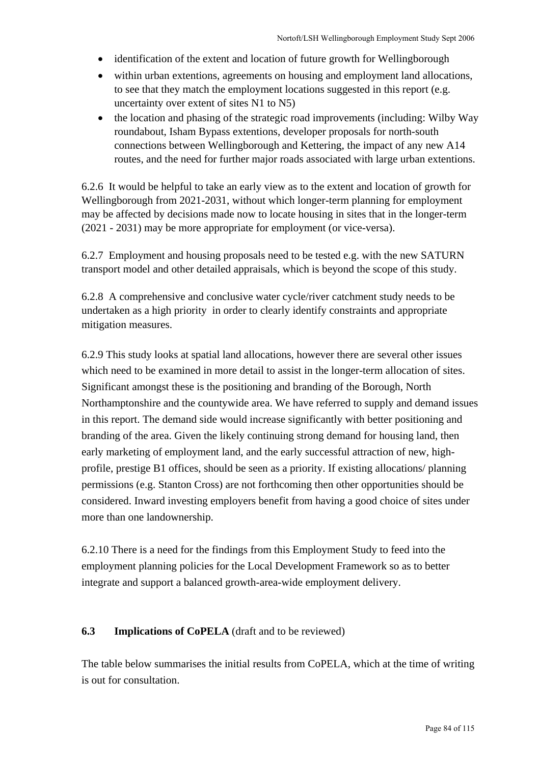- identification of the extent and location of future growth for Wellingborough
- within urban extentions, agreements on housing and employment land allocations, to see that they match the employment locations suggested in this report (e.g. uncertainty over extent of sites N1 to N5)
- the location and phasing of the strategic road improvements (including: Wilby Way roundabout, Isham Bypass extentions, developer proposals for north-south connections between Wellingborough and Kettering, the impact of any new A14 routes, and the need for further major roads associated with large urban extentions.

6.2.6 It would be helpful to take an early view as to the extent and location of growth for Wellingborough from 2021-2031, without which longer-term planning for employment may be affected by decisions made now to locate housing in sites that in the longer-term (2021 - 2031) may be more appropriate for employment (or vice-versa).

6.2.7 Employment and housing proposals need to be tested e.g. with the new SATURN transport model and other detailed appraisals, which is beyond the scope of this study.

6.2.8 A comprehensive and conclusive water cycle/river catchment study needs to be undertaken as a high priority in order to clearly identify constraints and appropriate mitigation measures.

6.2.9 This study looks at spatial land allocations, however there are several other issues which need to be examined in more detail to assist in the longer-term allocation of sites. Significant amongst these is the positioning and branding of the Borough, North Northamptonshire and the countywide area. We have referred to supply and demand issues in this report. The demand side would increase significantly with better positioning and branding of the area. Given the likely continuing strong demand for housing land, then early marketing of employment land, and the early successful attraction of new, high-profile, prestige B1 offices, should be seen as a priority. If existing allocations/ planning permissions (e.g. Stanton Cross) are not forthcoming then other opportunities should be considered. Inward investing employers benefit from having a good choice of sites under more than one landownership.

6.2.10 There is a need for the findings from this Employment Study to feed into the employment planning policies for the Local Development Framework so as to better integrate and support a balanced growth-area-wide employment delivery.

### 6.3 Implications of CoPELA (draft and to be reviewed)

The table below summarises the initial results from CoPELA, which at the time of writing is out for consultation.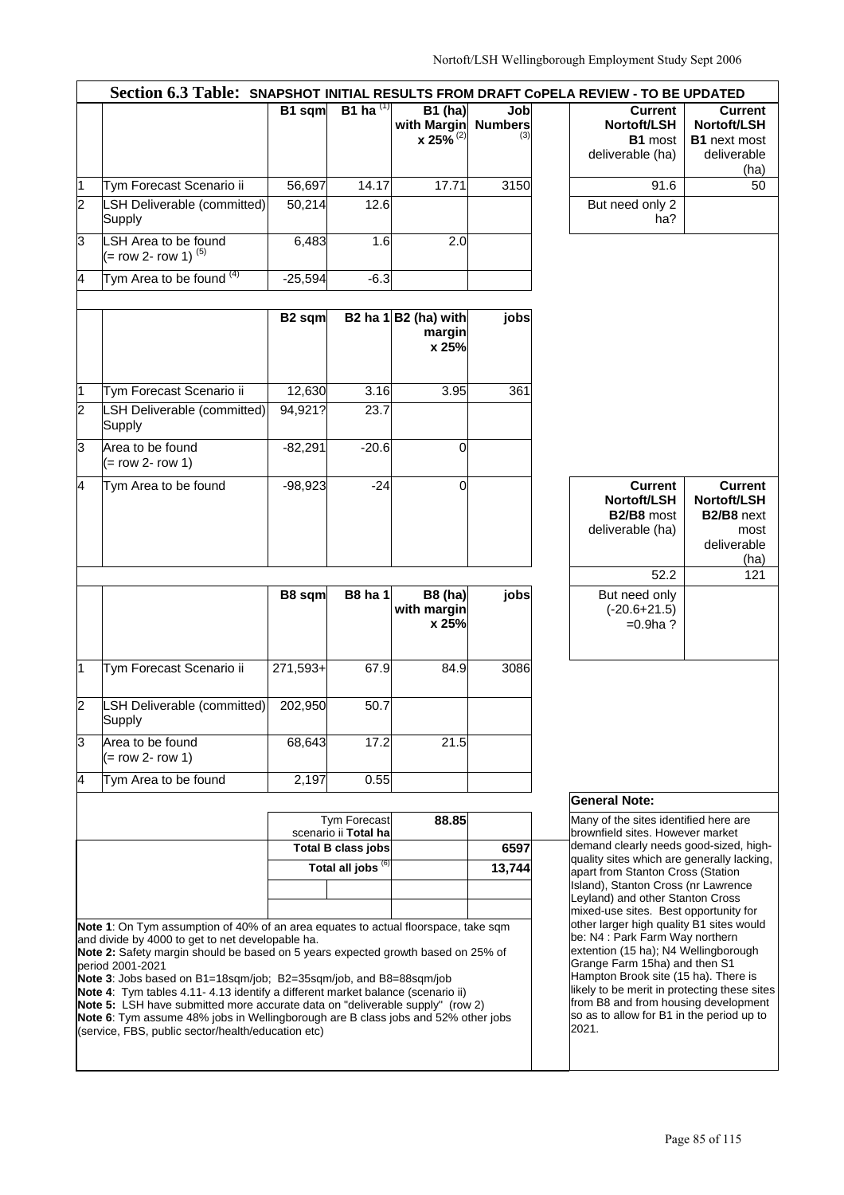## Section 6.3 Table: SNAPSHOT INITIAL RESULTS FROM DRAFT CoPELA REVIEW - TO BE UPDATED

| | | B1 sqm | B1 ha [1] | B1 (ha) with Margin x 25% [2] | Job Numbers [3] |
|---|---|---|---|---|---|
| 1 | Tym Forecast Scenario ii | 56,697 | 14.17 | 17.71 | 3150 |
| 2 | LSH Deliverable (committed) Supply | 50,214 | 12.6 | | |
| 3 | LSH Area to be found (= row 2- row 1) [5] | 6,483 | 1.6 | 2.0 | |
| 4 | Tym Area to be found [4] | -25,594 | -6.3 | | |

| Current Nortoft/LSH B1 most deliverable (ha) | Current Nortoft/LSH B1 next most deliverable (ha) |
|---|---|
| 91.6 | 50 |
| But need only 2 ha? | |

| | | B2 sqm | B2 ha 1 | B2 (ha) with margin x 25% | jobs |
|---|---|---|---|---|---|
| 1 | Tym Forecast Scenario ii | 12,630 | 3.16 | 3.95 | 361 |
| 2 | LSH Deliverable (committed) Supply | 94,921? | 23.7 | | |
| 3 | Area to be found (= row 2- row 1) | -82,291 | -20.6 | 0 | |
| 4 | Tym Area to be found | -98,923 | -24 | 0 | |

| Current Nortoft/LSH B2/B8 most deliverable (ha) | Current Nortoft/LSH B2/B8 next most deliverable (ha) |
|---|---|
| 52.2 | 121 |
| But need only (-20.6+21.5) =0.9ha ? | |

| | | B8 sqm | B8 ha 1 | B8 (ha) with margin x 25% | jobs |
|---|---|---|---|---|---|
| 1 | Tym Forecast Scenario ii | 271,593+ | 67.9 | 84.9 | 3086 |
| 2 | LSH Deliverable (committed) Supply | 202,950 | 50.7 | | |
| 3 | Area to be found (= row 2- row 1) | 68,643 | 17.2 | 21.5 | |
| 4 | Tym Area to be found | 2,197 | 0.55 | | |

| | | |
|---|---|---|
| Tym Forecast scenario ii **Total ha** | 88.85 | |
| **Total B class jobs** | | 6597 |
| Total all jobs [6] | | 13,744 |

**Note 1**: On Tym assumption of 40% of an area equates to actual floorspace, take sqm and divide by 4000 to get to net developable ha.
**Note 2:** Safety margin should be based on 5 years expected growth based on 25% of period 2001-2021
**Note 3**: Jobs based on B1=18sqm/job; B2=35sqm/job, and B8=88sqm/job
**Note 4**: Tym tables 4.11- 4.13 identify a different market balance (scenario ii)
**Note 5:** LSH have submitted more accurate data on "deliverable supply" (row 2)
**Note 6**: Tym assume 48% jobs in Wellingborough are B class jobs and 52% other jobs (service, FBS, public sector/health/education etc)

**General Note:**

Many of the sites identified here are brownfield sites. However market demand clearly needs good-sized, high-quality sites which are generally lacking, apart from Stanton Cross (Station Island), Stanton Cross (nr Lawrence Leyland) and other Stanton Cross mixed-use sites. Best opportunity for other larger high quality B1 sites would be: N4 : Park Farm Way northern extention (15 ha); N4 Wellingborough Grange Farm 15ha) and then S1 Hampton Brook site (15 ha). There is likely to be merit in protecting these sites from B8 and from housing development so as to allow for B1 in the period up to 2021.